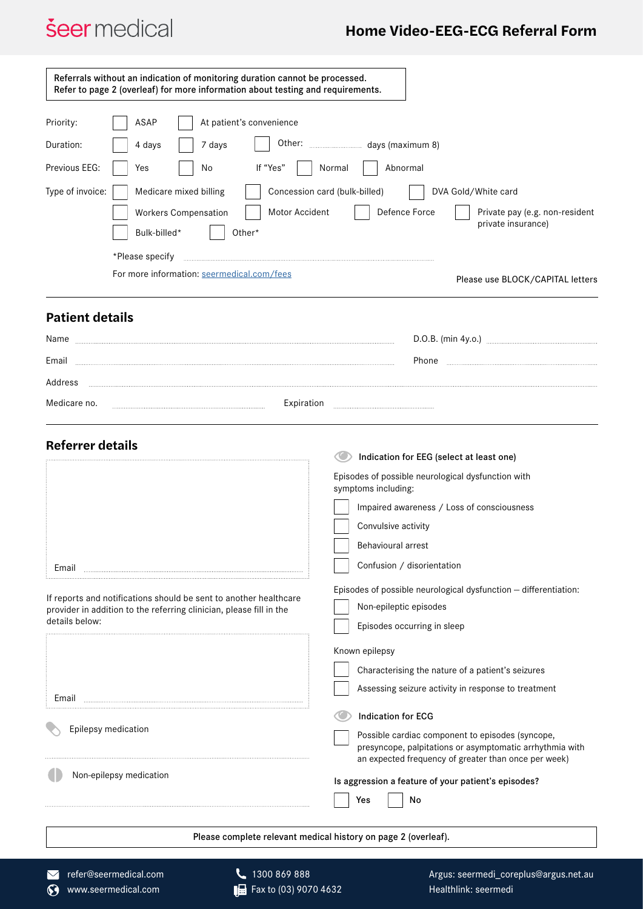seer medical

# Home Video-EEG-ECG Referral Form

Referrals without an indication of monitoring duration cannot be processed.
Refer to page 2 (overleaf) for more information about testing and requirements.

Priority: ☐ ASAP ☐ At patient's convenience

Duration: ☐ 4 days ☐ 7 days ☐ Other: .......... days (maximum 8)

Previous EEG: ☐ Yes ☐ No If "Yes" ☐ Normal ☐ Abnormal

Type of invoice: ☐ Medicare mixed billing ☐ Concession card (bulk-billed) ☐ DVA Gold/White card
☐ Workers Compensation ☐ Motor Accident ☐ Defence Force ☐ Private pay (e.g. non-resident private insurance)
☐ Bulk-billed* ☐ Other*

*Please specify ..........

For more information: seermedical.com/fees

Please use BLOCK/CAPITAL letters

## Patient details

Name .......... D.O.B. (min 4y.o.) ..........

Email .......... Phone ..........

Address ..........

Medicare no. .......... Expiration ..........

## Referrer details

Email ..........

If reports and notifications should be sent to another healthcare provider in addition to the referring clinician, please fill in the details below:

Email ..........

Epilepsy medication

..........

Non-epilepsy medication

..........

**Indication for EEG (select at least one)**

Episodes of possible neurological dysfunction with symptoms including:

- ☐ Impaired awareness / Loss of consciousness
- ☐ Convulsive activity
- ☐ Behavioural arrest
- ☐ Confusion / disorientation

Episodes of possible neurological dysfunction – differentiation:

- ☐ Non-epileptic episodes
- ☐ Episodes occurring in sleep

Known epilepsy

- ☐ Characterising the nature of a patient's seizures
- ☐ Assessing seizure activity in response to treatment

**Indication for ECG**

- ☐ Possible cardiac component to episodes (syncope, presyncope, palpitations or asymptomatic arrhythmia with an expected frequency of greater than once per week)

**Is aggression a feature of your patient's episodes?**

☐ Yes ☐ No

Please complete relevant medical history on page 2 (overleaf).

refer@seermedical.com
www.seermedical.com
1300 869 888
Fax to (03) 9070 4632
Argus: seermedi_coreplus@argus.net.au
Healthlink: seermedi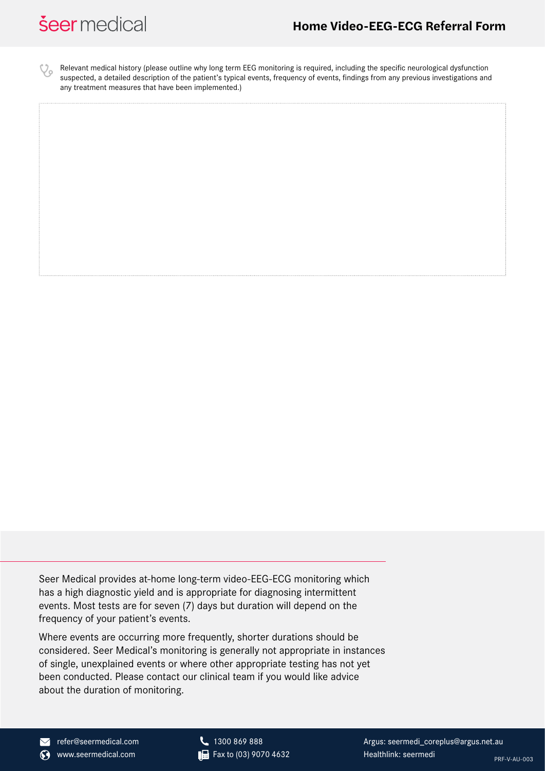Relevant medical history (please outline why long term EEG monitoring is required, including the specific neurological dysfunction suspected, a detailed description of the patient's typical events, frequency of events, findings from any previous investigations and any treatment measures that have been implemented.)

Seer Medical provides at-home long-term video-EEG-ECG monitoring which has a high diagnostic yield and is appropriate for diagnosing intermittent events. Most tests are for seven (7) days but duration will depend on the frequency of your patient's events.

Where events are occurring more frequently, shorter durations should be considered. Seer Medical's monitoring is generally not appropriate in instances of single, unexplained events or where other appropriate testing has not yet been conducted. Please contact our clinical team if you would like advice about the duration of monitoring.

refer@seermedical.com
www.seermedical.com
1300 869 888
Fax to (03) 9070 4632
Argus: seermedi_coreplus@argus.net.au
Healthlink: seermedi

PRF-V-AU-003